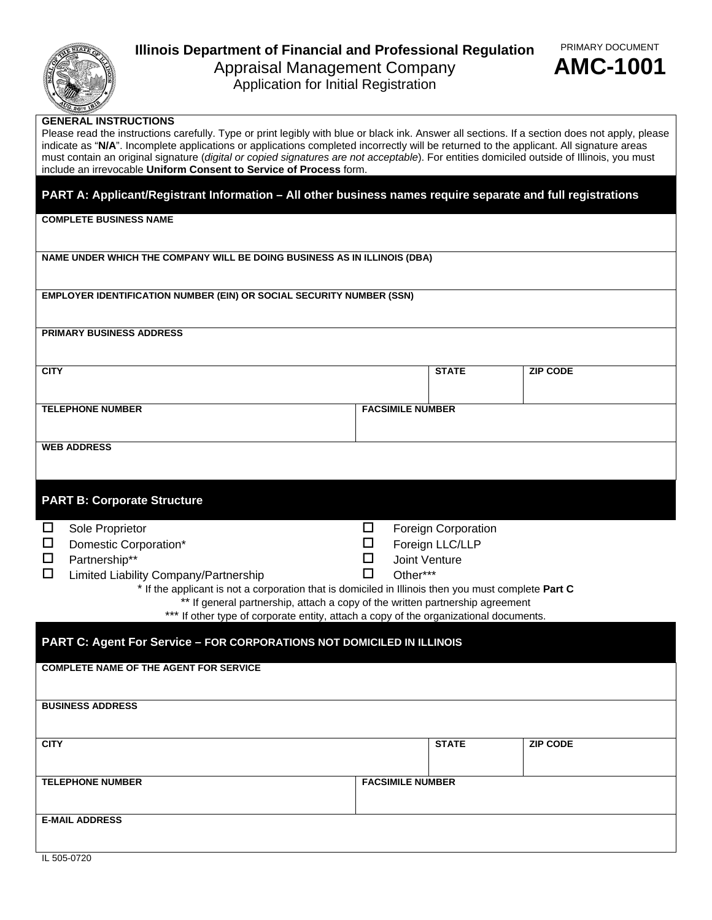# Illinois Department of Financial and Professional Regulation

## Appraisal Management Company

### Application for Initial Registration

PRIMARY DOCUMENT

**AMC-1001**

**GENERAL INSTRUCTIONS**

Please read the instructions carefully. Type or print legibly with blue or black ink. Answer all sections. If a section does not apply, please indicate as "**N/A**". Incomplete applications or applications completed incorrectly will be returned to the applicant. All signature areas must contain an original signature (*digital or copied signatures are not acceptable*). For entities domiciled outside of Illinois, you must include an irrevocable **Uniform Consent to Service of Process** form.

## PART A: Applicant/Registrant Information – All other business names require separate and full registrations

**COMPLETE BUSINESS NAME**

**NAME UNDER WHICH THE COMPANY WILL BE DOING BUSINESS AS IN ILLINOIS (DBA)**

**EMPLOYER IDENTIFICATION NUMBER (EIN) OR SOCIAL SECURITY NUMBER (SSN)**

**PRIMARY BUSINESS ADDRESS**

| CITY | STATE | ZIP CODE |
|---|---|---|
| | | |

| TELEPHONE NUMBER | FACSIMILE NUMBER |
|---|---|
| | |

**WEB ADDRESS**

## PART B: Corporate Structure

- ☐ Sole Proprietor
- ☐ Domestic Corporation*
- ☐ Partnership**
- ☐ Limited Liability Company/Partnership
- ☐ Foreign Corporation
- ☐ Foreign LLC/LLP
- ☐ Joint Venture
- ☐ Other***

\* If the applicant is not a corporation that is domiciled in Illinois then you must complete **Part C**

** If general partnership, attach a copy of the written partnership agreement

*** If other type of corporate entity, attach a copy of the organizational documents.

## PART C: Agent For Service – FOR CORPORATIONS NOT DOMICILED IN ILLINOIS

**COMPLETE NAME OF THE AGENT FOR SERVICE**

**BUSINESS ADDRESS**

| CITY | STATE | ZIP CODE |
|---|---|---|
| | | |

| TELEPHONE NUMBER | FACSIMILE NUMBER |
|---|---|
| | |

**E-MAIL ADDRESS**

IL 505-0720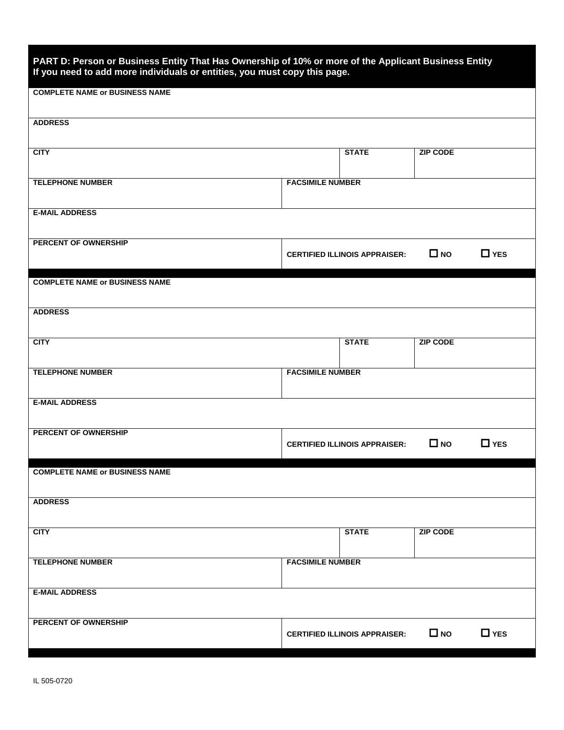## PART D: Person or Business Entity That Has Ownership of 10% or more of the Applicant Business Entity

**If you need to add more individuals or entities, you must copy this page.**

| | | | |
|---|---|---|---|
| **COMPLETE NAME or BUSINESS NAME** | | | |
| **ADDRESS** | | | |
| **CITY** | | **STATE** | **ZIP CODE** |
| **TELEPHONE NUMBER** | **FACSIMILE NUMBER** | | |
| **E-MAIL ADDRESS** | | | |
| **PERCENT OF OWNERSHIP** | **CERTIFIED ILLINOIS APPRAISER:** ☐ **NO** ☐ **YES** | | |

| | | | |
|---|---|---|---|
| **COMPLETE NAME or BUSINESS NAME** | | | |
| **ADDRESS** | | | |
| **CITY** | | **STATE** | **ZIP CODE** |
| **TELEPHONE NUMBER** | **FACSIMILE NUMBER** | | |
| **E-MAIL ADDRESS** | | | |
| **PERCENT OF OWNERSHIP** | **CERTIFIED ILLINOIS APPRAISER:** ☐ **NO** ☐ **YES** | | |

| | | | |
|---|---|---|---|
| **COMPLETE NAME or BUSINESS NAME** | | | |
| **ADDRESS** | | | |
| **CITY** | | **STATE** | **ZIP CODE** |
| **TELEPHONE NUMBER** | **FACSIMILE NUMBER** | | |
| **E-MAIL ADDRESS** | | | |
| **PERCENT OF OWNERSHIP** | **CERTIFIED ILLINOIS APPRAISER:** ☐ **NO** ☐ **YES** | | |

IL 505-0720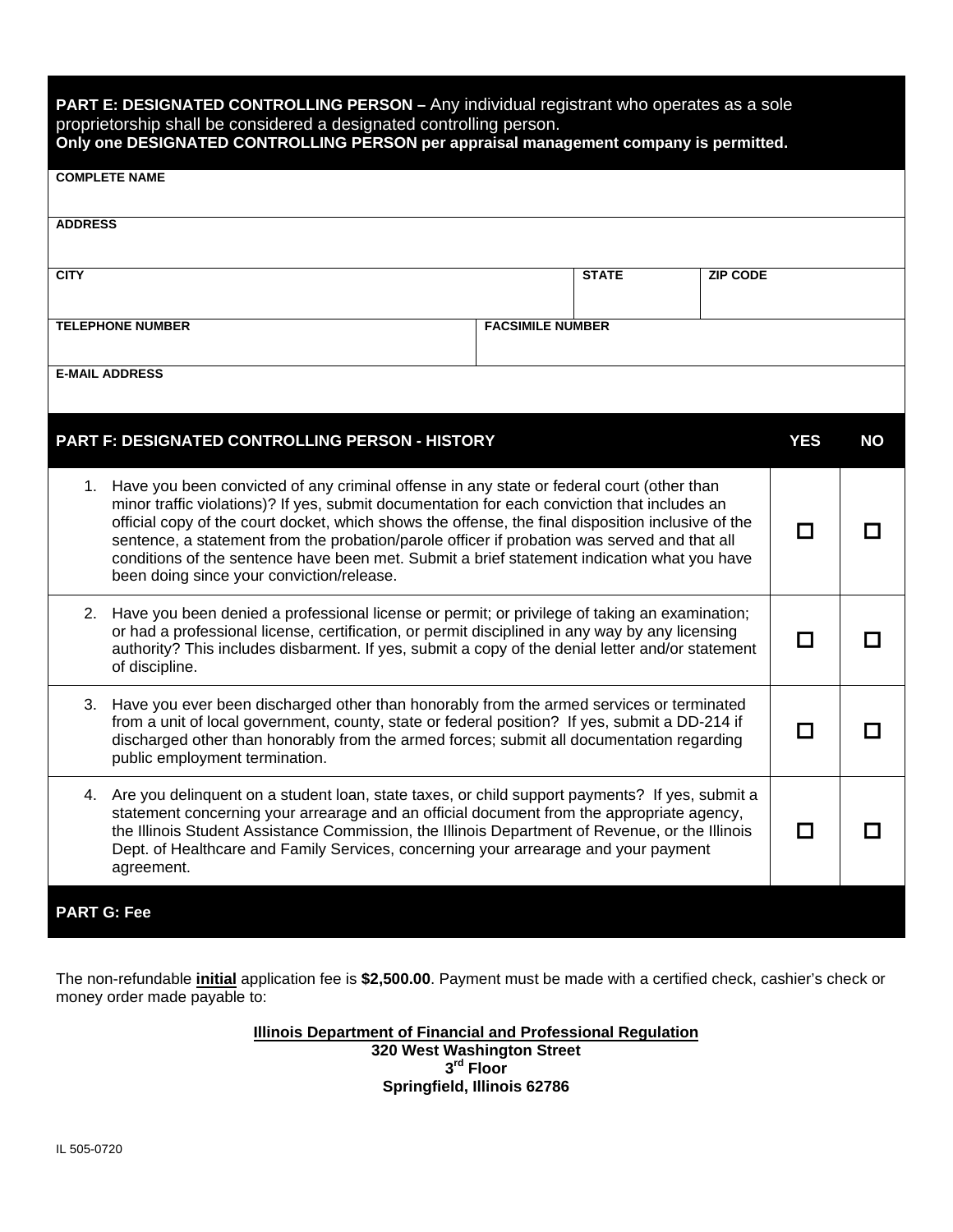## PART E: DESIGNATED CONTROLLING PERSON – Any individual registrant who operates as a sole proprietorship shall be considered a designated controlling person.

**Only one DESIGNATED CONTROLLING PERSON per appraisal management company is permitted.**

| COMPLETE NAME | | | |
|---|---|---|---|
| **ADDRESS** | | | |
| **CITY** | | **STATE** | **ZIP CODE** |
| **TELEPHONE NUMBER** | **FACSIMILE NUMBER** | | |
| **E-MAIL ADDRESS** | | | |

## PART F: DESIGNATED CONTROLLING PERSON - HISTORY

| | YES | NO |
|---|---|---|
| 1. Have you been convicted of any criminal offense in any state or federal court (other than minor traffic violations)? If yes, submit documentation for each conviction that includes an official copy of the court docket, which shows the offense, the final disposition inclusive of the sentence, a statement from the probation/parole officer if probation was served and that all conditions of the sentence have been met. Submit a brief statement indication what you have been doing since your conviction/release. | ☐ | ☐ |
| 2. Have you been denied a professional license or permit; or privilege of taking an examination; or had a professional license, certification, or permit disciplined in any way by any licensing authority? This includes disbarment. If yes, submit a copy of the denial letter and/or statement of discipline. | ☐ | ☐ |
| 3. Have you ever been discharged other than honorably from the armed services or terminated from a unit of local government, county, state or federal position? If yes, submit a DD-214 if discharged other than honorably from the armed forces; submit all documentation regarding public employment termination. | ☐ | ☐ |
| 4. Are you delinquent on a student loan, state taxes, or child support payments? If yes, submit a statement concerning your arrearage and an official document from the appropriate agency, the Illinois Student Assistance Commission, the Illinois Department of Revenue, or the Illinois Dept. of Healthcare and Family Services, concerning your arrearage and your payment agreement. | ☐ | ☐ |

## PART G: Fee

The non-refundable **initial** application fee is **$2,500.00**. Payment must be made with a certified check, cashier's check or money order made payable to:

**Illinois Department of Financial and Professional Regulation**
**320 West Washington Street**
**3rd Floor**
**Springfield, Illinois 62786**

IL 505-0720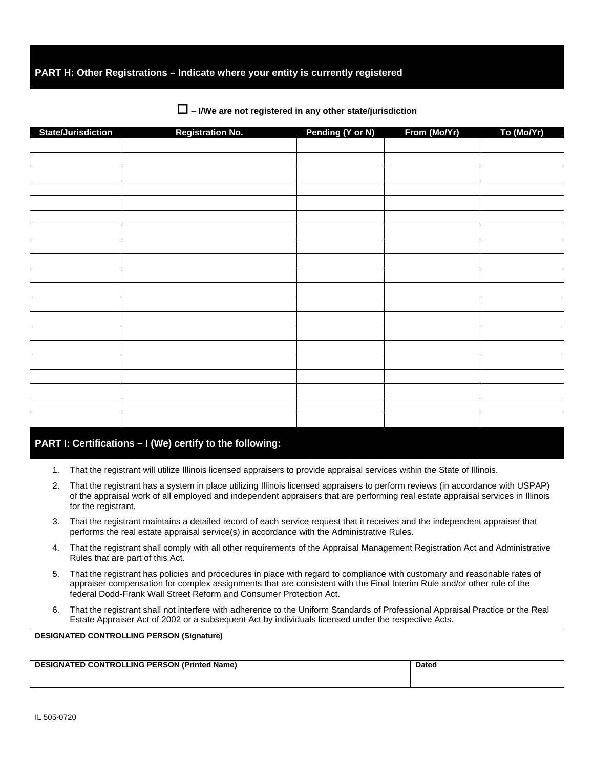## PART H: Other Registrations – Indicate where your entity is currently registered

☐ – **I/We are not registered in any other state/jurisdiction**

| State/Jurisdiction | Registration No. | Pending (Y or N) | From (Mo/Yr) | To (Mo/Yr) |
|---|---|---|---|---|
| | | | | |
| | | | | |
| | | | | |
| | | | | |
| | | | | |
| | | | | |
| | | | | |
| | | | | |
| | | | | |
| | | | | |
| | | | | |
| | | | | |
| | | | | |
| | | | | |
| | | | | |
| | | | | |
| | | | | |
| | | | | |
| | | | | |
| | | | | |

## PART I: Certifications – I (We) certify to the following:

1. That the registrant will utilize Illinois licensed appraisers to provide appraisal services within the State of Illinois.
2. That the registrant has a system in place utilizing Illinois licensed appraisers to perform reviews (in accordance with USPAP) of the appraisal work of all employed and independent appraisers that are performing real estate appraisal services in Illinois for the registrant.
3. That the registrant maintains a detailed record of each service request that it receives and the independent appraiser that performs the real estate appraisal service(s) in accordance with the Administrative Rules.
4. That the registrant shall comply with all other requirements of the Appraisal Management Registration Act and Administrative Rules that are part of this Act.
5. That the registrant has policies and procedures in place with regard to compliance with customary and reasonable rates of appraiser compensation for complex assignments that are consistent with the Final Interim Rule and/or other rule of the federal Dodd-Frank Wall Street Reform and Consumer Protection Act.
6. That the registrant shall not interfere with adherence to the Uniform Standards of Professional Appraisal Practice or the Real Estate Appraiser Act of 2002 or a subsequent Act by individuals licensed under the respective Acts.

**DESIGNATED CONTROLLING PERSON (Signature)**

| **DESIGNATED CONTROLLING PERSON (Printed Name)** | **Dated** |
|---|---|
| | |

IL 505-0720